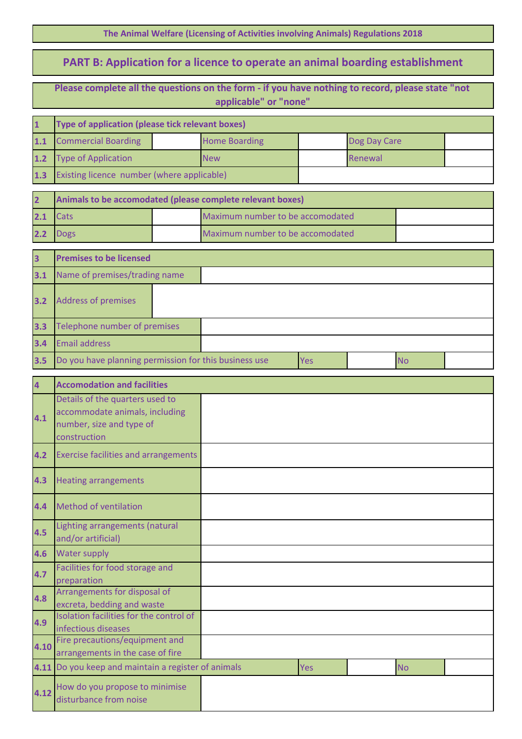The Animal Welfare (Licensing of Activities involving Animals) Regulations 2018

# PART B: Application for a licence to operate an animal boarding establishment

**Please complete all the questions on the form - if you have nothing to record, please state "not applicable" or "none"**

| **1** | **Type of application (please tick relevant boxes)** | | | | | |
|---|---|---|---|---|---|---|
| **1.1** | Commercial Boarding | | Home Boarding | | Dog Day Care | |
| **1.2** | Type of Application | | New | | Renewal | |
| **1.3** | Existing licence number (where applicable) | | | | | |

| **2** | **Animals to be accomodated (please complete relevant boxes)** | | | |
|---|---|---|---|---|
| **2.1** | Cats | | Maximum number to be accomodated | |
| **2.2** | Dogs | | Maximum number to be accomodated | |

| **3** | **Premises to be licensed** | | | | |
|---|---|---|---|---|---|
| **3.1** | Name of premises/trading name | | | | |
| **3.2** | Address of premises | | | | |
| **3.3** | Telephone number of premises | | | | |
| **3.4** | Email address | | | | |
| **3.5** | Do you have planning permission for this business use | Yes | | No | |

| **4** | **Accomodation and facilities** | | | | |
|---|---|---|---|---|---|
| **4.1** | Details of the quarters used to accommodate animals, including number, size and type of construction | | | | |
| **4.2** | Exercise facilities and arrangements | | | | |
| **4.3** | Heating arrangements | | | | |
| **4.4** | Method of ventilation | | | | |
| **4.5** | Lighting arrangements (natural and/or artificial) | | | | |
| **4.6** | Water supply | | | | |
| **4.7** | Facilities for food storage and preparation | | | | |
| **4.8** | Arrangements for disposal of excreta, bedding and waste | | | | |
| **4.9** | Isolation facilities for the control of infectious diseases | | | | |
| **4.10** | Fire precautions/equipment and arrangements in the case of fire | | | | |
| **4.11** | Do you keep and maintain a register of animals | Yes | | No | |
| **4.12** | How do you propose to minimise disturbance from noise | | | | |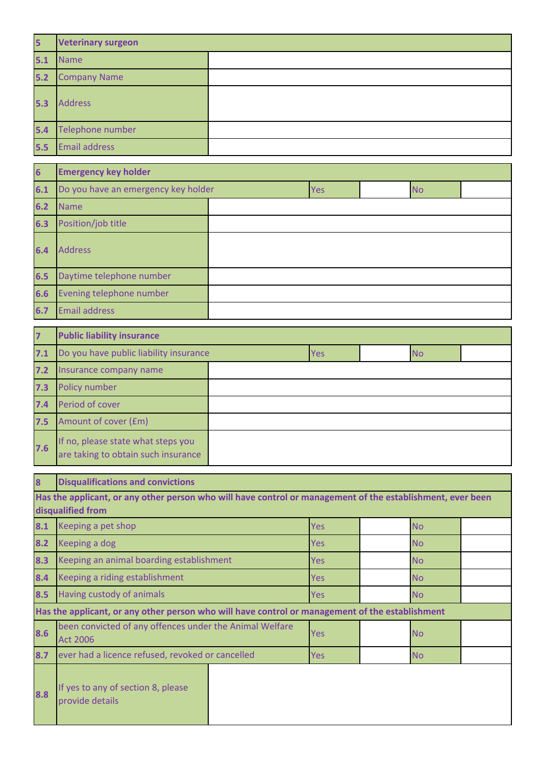| 5 | Veterinary surgeon | |
|---|---|---|
| 5.1 | Name | |
| 5.2 | Company Name | |
| 5.3 | Address | |
| 5.4 | Telephone number | |
| 5.5 | Email address | |

| 6 | Emergency key holder | | | | |
|---|---|---|---|---|---|
| 6.1 | Do you have an emergency key holder | Yes | | No | |
| 6.2 | Name | | | | |
| 6.3 | Position/job title | | | | |
| 6.4 | Address | | | | |
| 6.5 | Daytime telephone number | | | | |
| 6.6 | Evening telephone number | | | | |
| 6.7 | Email address | | | | |

| 7 | Public liability insurance | | | | |
|---|---|---|---|---|---|
| 7.1 | Do you have public liability insurance | Yes | | No | |
| 7.2 | Insurance company name | | | | |
| 7.3 | Policy number | | | | |
| 7.4 | Period of cover | | | | |
| 7.5 | Amount of cover (£m) | | | | |
| 7.6 | If no, please state what steps you are taking to obtain such insurance | | | | |

| 8 | Disqualifications and convictions | | | | |
|---|---|---|---|---|---|
| **Has the applicant, or any other person who will have control or management of the establishment, ever been disqualified from** | | | | | |
| 8.1 | Keeping a pet shop | Yes | | No | |
| 8.2 | Keeping a dog | Yes | | No | |
| 8.3 | Keeping an animal boarding establishment | Yes | | No | |
| 8.4 | Keeping a riding establishment | Yes | | No | |
| 8.5 | Having custody of animals | Yes | | No | |
| **Has the applicant, or any other person who will have control or management of the establishment** | | | | | |
| 8.6 | been convicted of any offences under the Animal Welfare Act 2006 | Yes | | No | |
| 8.7 | ever had a licence refused, revoked or cancelled | Yes | | No | |
| 8.8 | If yes to any of section 8, please provide details | | | | |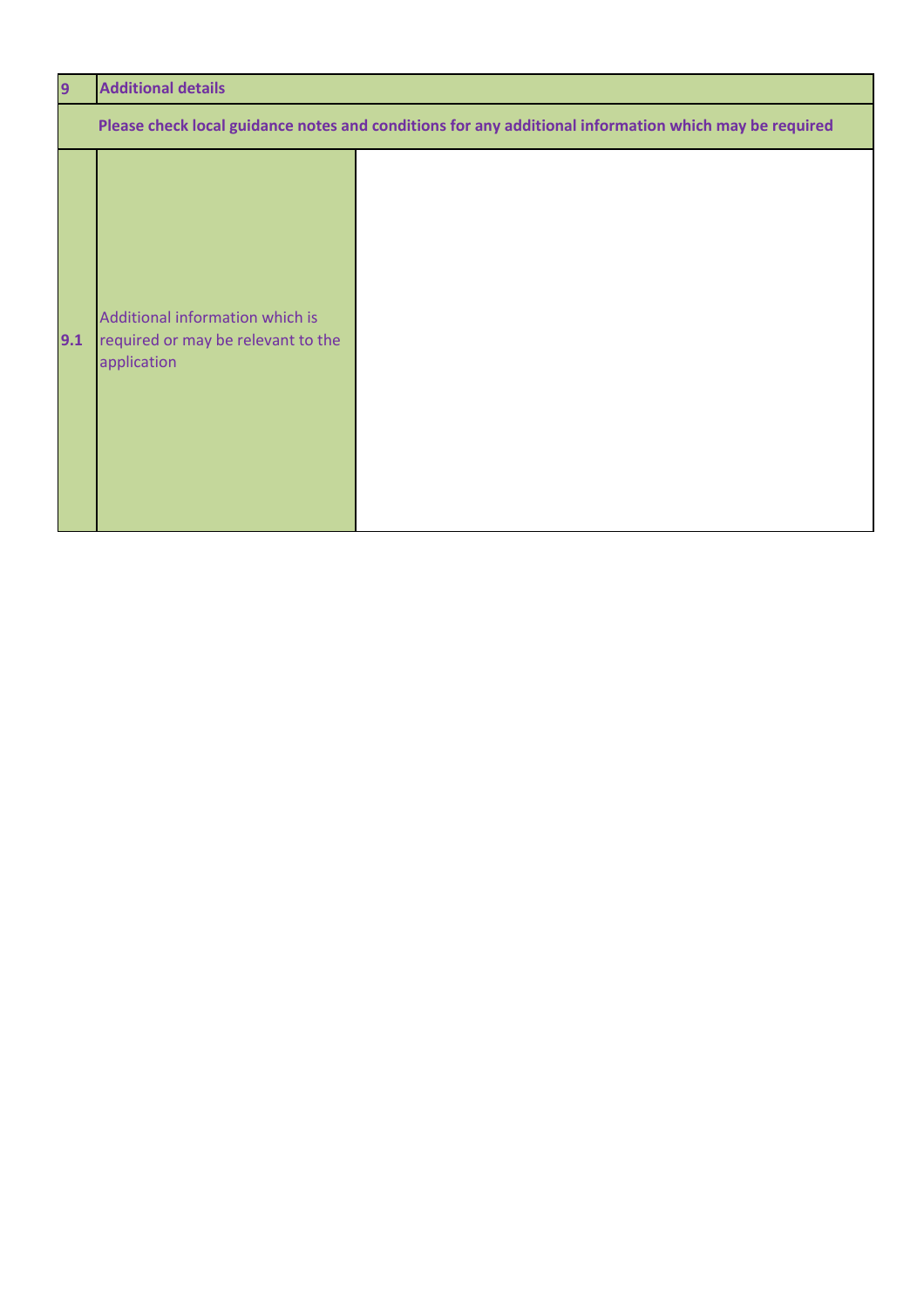| 9 | Additional details | |
|---|---|---|
| | **Please check local guidance notes and conditions for any additional information which may be required** | |
| 9.1 | Additional information which is required or may be relevant to the application | |